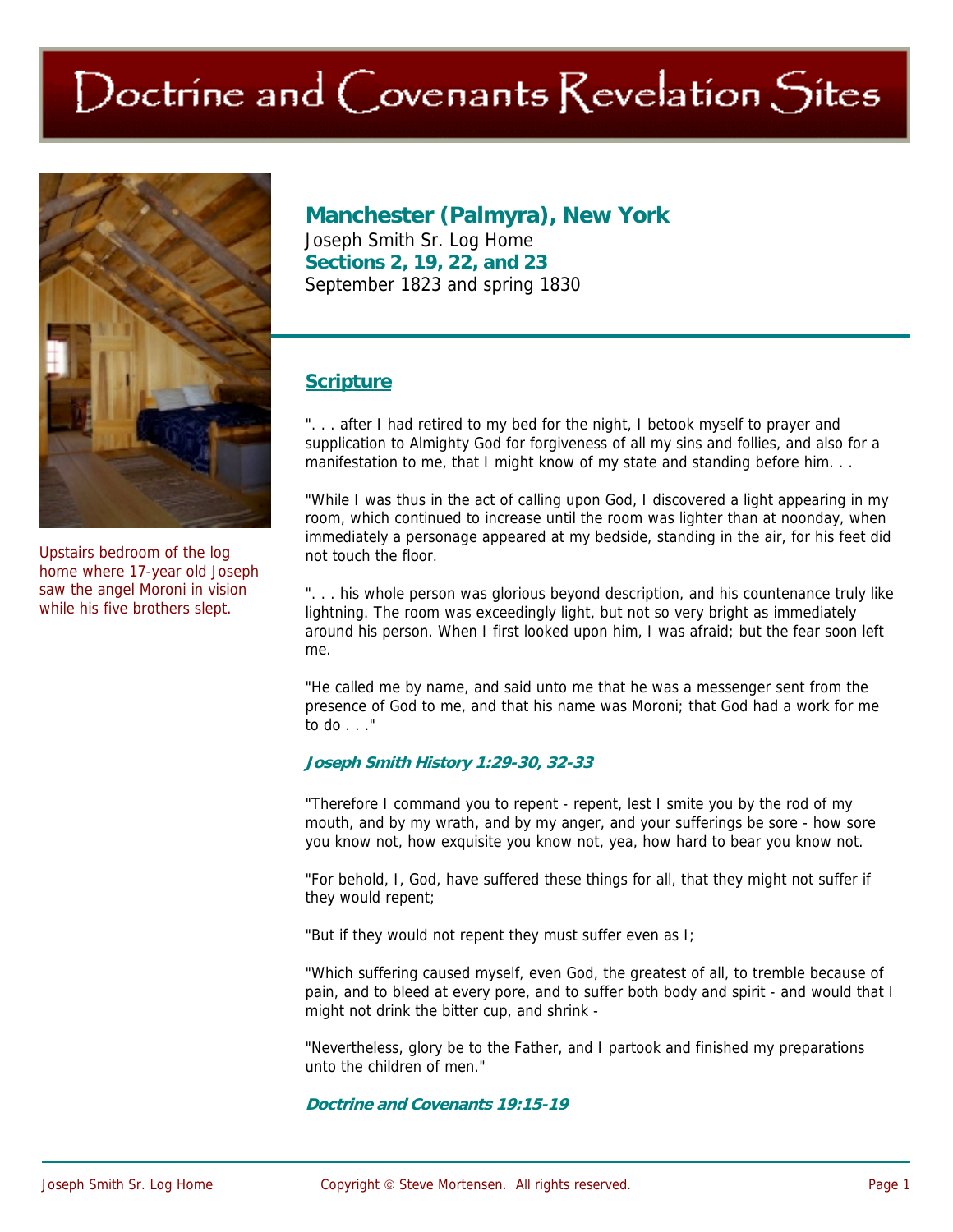# Doctrine and Covenants Revelation Sites

Upstairs bedroom of the log home where 17-year old Joseph saw the angel Moroni in vision while his five brothers slept.

## Manchester (Palmyra), New York

Joseph Smith Sr. Log Home

**Sections 2, 19, 22, and 23**

September 1823 and spring 1830

### Scripture

". . . after I had retired to my bed for the night, I betook myself to prayer and supplication to Almighty God for forgiveness of all my sins and follies, and also for a manifestation to me, that I might know of my state and standing before him. . .

"While I was thus in the act of calling upon God, I discovered a light appearing in my room, which continued to increase until the room was lighter than at noonday, when immediately a personage appeared at my bedside, standing in the air, for his feet did not touch the floor.

". . . his whole person was glorious beyond description, and his countenance truly like lightning. The room was exceedingly light, but not so very bright as immediately around his person. When I first looked upon him, I was afraid; but the fear soon left me.

"He called me by name, and said unto me that he was a messenger sent from the presence of God to me, and that his name was Moroni; that God had a work for me to do . . ."

***Joseph Smith History 1:29-30, 32-33***

"Therefore I command you to repent - repent, lest I smite you by the rod of my mouth, and by my wrath, and by my anger, and your sufferings be sore - how sore you know not, how exquisite you know not, yea, how hard to bear you know not.

"For behold, I, God, have suffered these things for all, that they might not suffer if they would repent;

"But if they would not repent they must suffer even as I;

"Which suffering caused myself, even God, the greatest of all, to tremble because of pain, and to bleed at every pore, and to suffer both body and spirit - and would that I might not drink the bitter cup, and shrink -

"Nevertheless, glory be to the Father, and I partook and finished my preparations unto the children of men."

***Doctrine and Covenants 19:15-19***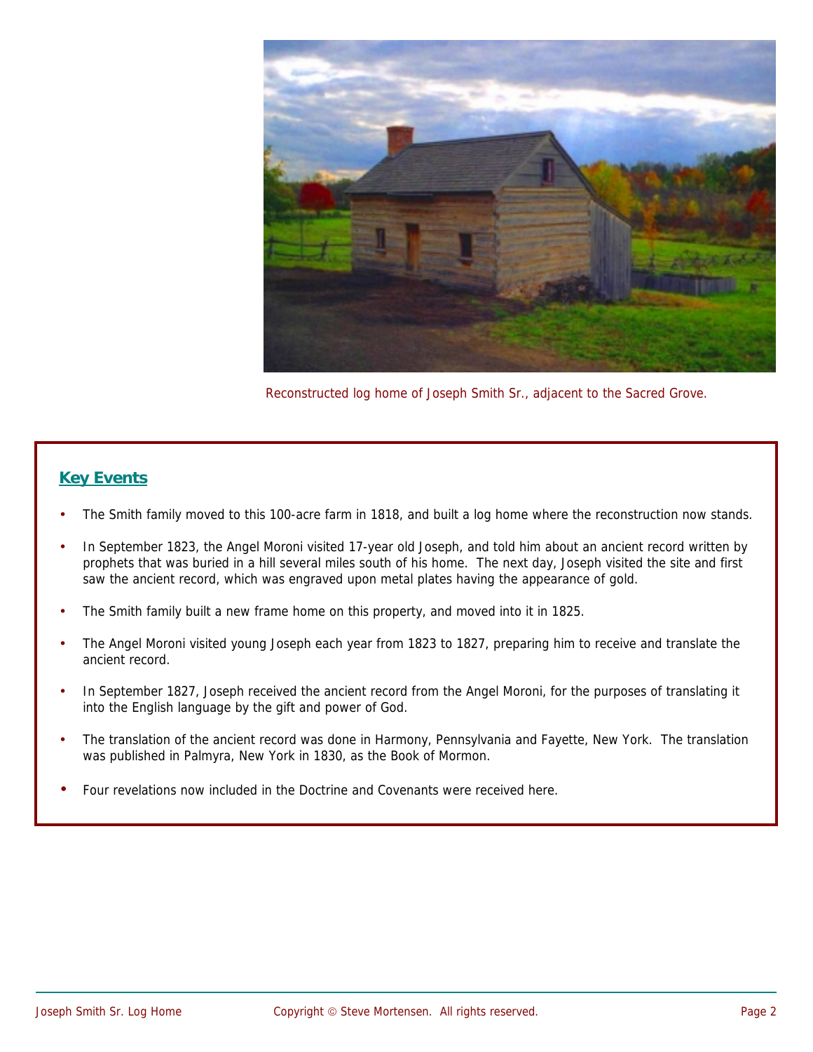Reconstructed log home of Joseph Smith Sr., adjacent to the Sacred Grove.

## Key Events

- The Smith family moved to this 100-acre farm in 1818, and built a log home where the reconstruction now stands.
- In September 1823, the Angel Moroni visited 17-year old Joseph, and told him about an ancient record written by prophets that was buried in a hill several miles south of his home. The next day, Joseph visited the site and first saw the ancient record, which was engraved upon metal plates having the appearance of gold.
- The Smith family built a new frame home on this property, and moved into it in 1825.
- The Angel Moroni visited young Joseph each year from 1823 to 1827, preparing him to receive and translate the ancient record.
- In September 1827, Joseph received the ancient record from the Angel Moroni, for the purposes of translating it into the English language by the gift and power of God.
- The translation of the ancient record was done in Harmony, Pennsylvania and Fayette, New York. The translation was published in Palmyra, New York in 1830, as the Book of Mormon.
- Four revelations now included in the Doctrine and Covenants were received here.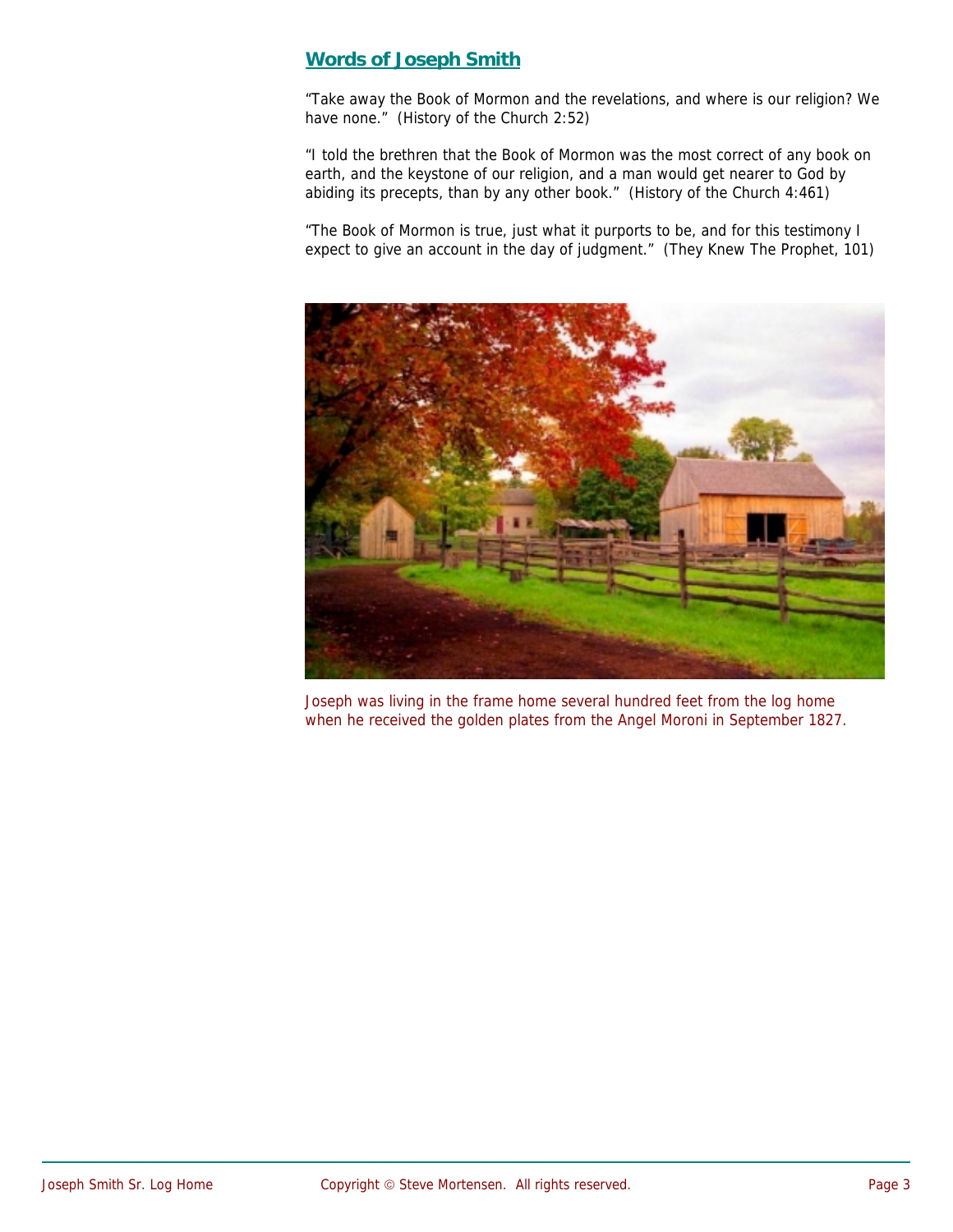## Words of Joseph Smith

"Take away the Book of Mormon and the revelations, and where is our religion? We have none." (History of the Church 2:52)

"I told the brethren that the Book of Mormon was the most correct of any book on earth, and the keystone of our religion, and a man would get nearer to God by abiding its precepts, than by any other book." (History of the Church 4:461)

"The Book of Mormon is true, just what it purports to be, and for this testimony I expect to give an account in the day of judgment." (They Knew The Prophet, 101)

Joseph was living in the frame home several hundred feet from the log home when he received the golden plates from the Angel Moroni in September 1827.